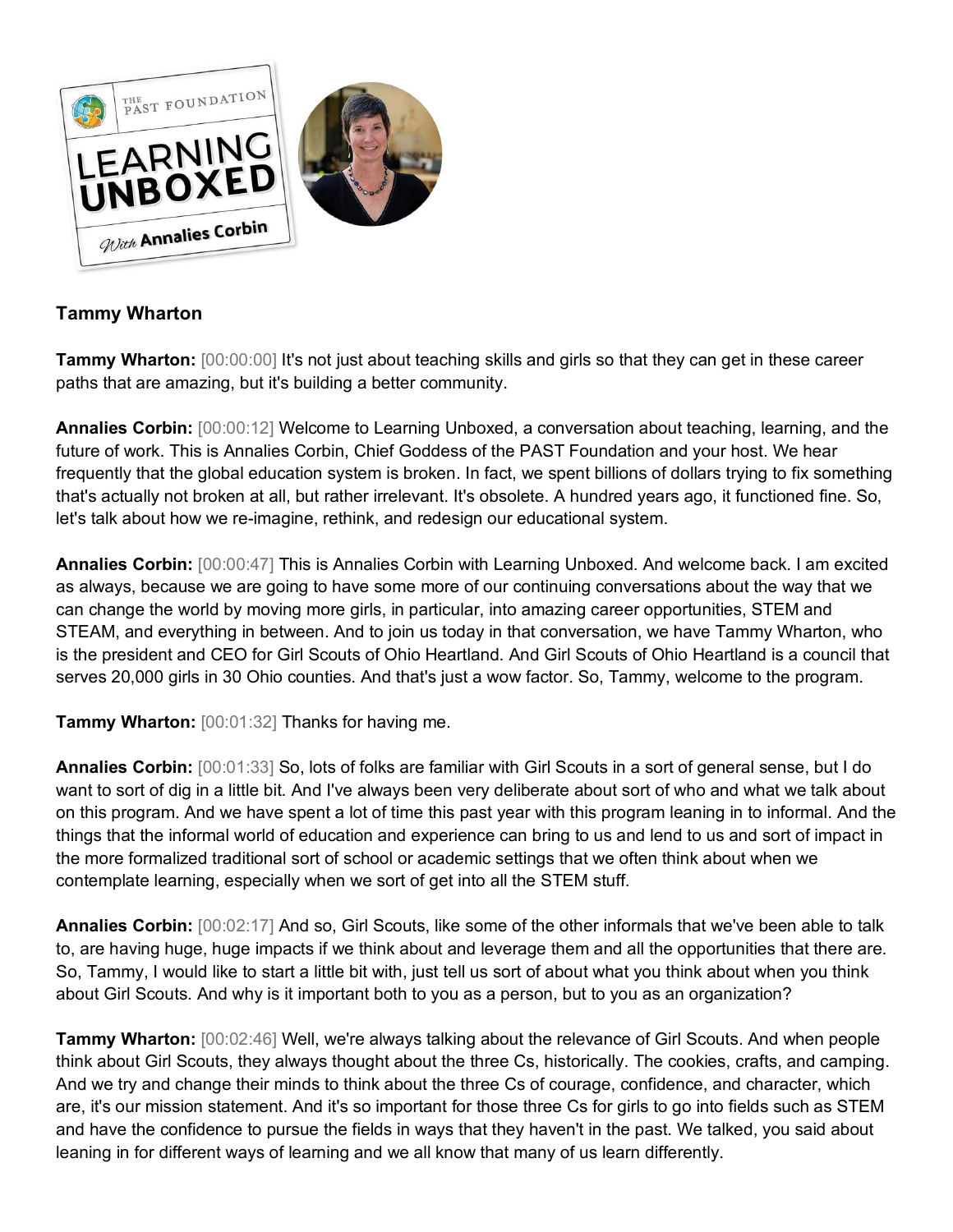**Tammy Wharton**

**Tammy Wharton:** [00:00:00] It's not just about teaching skills and girls so that they can get in these career paths that are amazing, but it's building a better community.

**Annalies Corbin:** [00:00:12] Welcome to Learning Unboxed, a conversation about teaching, learning, and the future of work. This is Annalies Corbin, Chief Goddess of the PAST Foundation and your host. We hear frequently that the global education system is broken. In fact, we spent billions of dollars trying to fix something that's actually not broken at all, but rather irrelevant. It's obsolete. A hundred years ago, it functioned fine. So, let's talk about how we re-imagine, rethink, and redesign our educational system.

**Annalies Corbin:** [00:00:47] This is Annalies Corbin with Learning Unboxed. And welcome back. I am excited as always, because we are going to have some more of our continuing conversations about the way that we can change the world by moving more girls, in particular, into amazing career opportunities, STEM and STEAM, and everything in between. And to join us today in that conversation, we have Tammy Wharton, who is the president and CEO for Girl Scouts of Ohio Heartland. And Girl Scouts of Ohio Heartland is a council that serves 20,000 girls in 30 Ohio counties. And that's just a wow factor. So, Tammy, welcome to the program.

**Tammy Wharton:** [00:01:32] Thanks for having me.

**Annalies Corbin:** [00:01:33] So, lots of folks are familiar with Girl Scouts in a sort of general sense, but I do want to sort of dig in a little bit. And I've always been very deliberate about sort of who and what we talk about on this program. And we have spent a lot of time this past year with this program leaning in to informal. And the things that the informal world of education and experience can bring to us and lend to us and sort of impact in the more formalized traditional sort of school or academic settings that we often think about when we contemplate learning, especially when we sort of get into all the STEM stuff.

**Annalies Corbin:** [00:02:17] And so, Girl Scouts, like some of the other informals that we've been able to talk to, are having huge, huge impacts if we think about and leverage them and all the opportunities that there are. So, Tammy, I would like to start a little bit with, just tell us sort of about what you think about when you think about Girl Scouts. And why is it important both to you as a person, but to you as an organization?

**Tammy Wharton:** [00:02:46] Well, we're always talking about the relevance of Girl Scouts. And when people think about Girl Scouts, they always thought about the three Cs, historically. The cookies, crafts, and camping. And we try and change their minds to think about the three Cs of courage, confidence, and character, which are, it's our mission statement. And it's so important for those three Cs for girls to go into fields such as STEM and have the confidence to pursue the fields in ways that they haven't in the past. We talked, you said about leaning in for different ways of learning and we all know that many of us learn differently.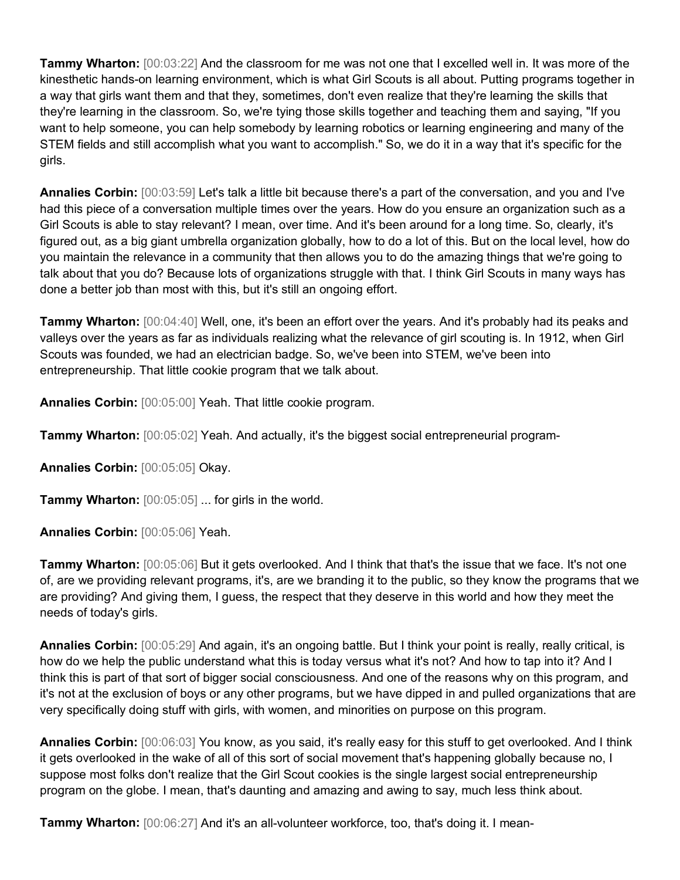**Tammy Wharton:** [00:03:22] And the classroom for me was not one that I excelled well in. It was more of the kinesthetic hands-on learning environment, which is what Girl Scouts is all about. Putting programs together in a way that girls want them and that they, sometimes, don't even realize that they're learning the skills that they're learning in the classroom. So, we're tying those skills together and teaching them and saying, "If you want to help someone, you can help somebody by learning robotics or learning engineering and many of the STEM fields and still accomplish what you want to accomplish." So, we do it in a way that it's specific for the girls.

**Annalies Corbin:** [00:03:59] Let's talk a little bit because there's a part of the conversation, and you and I've had this piece of a conversation multiple times over the years. How do you ensure an organization such as a Girl Scouts is able to stay relevant? I mean, over time. And it's been around for a long time. So, clearly, it's figured out, as a big giant umbrella organization globally, how to do a lot of this. But on the local level, how do you maintain the relevance in a community that then allows you to do the amazing things that we're going to talk about that you do? Because lots of organizations struggle with that. I think Girl Scouts in many ways has done a better job than most with this, but it's still an ongoing effort.

**Tammy Wharton:** [00:04:40] Well, one, it's been an effort over the years. And it's probably had its peaks and valleys over the years as far as individuals realizing what the relevance of girl scouting is. In 1912, when Girl Scouts was founded, we had an electrician badge. So, we've been into STEM, we've been into entrepreneurship. That little cookie program that we talk about.

**Annalies Corbin:** [00:05:00] Yeah. That little cookie program.

**Tammy Wharton:** [00:05:02] Yeah. And actually, it's the biggest social entrepreneurial program-

**Annalies Corbin:** [00:05:05] Okay.

**Tammy Wharton:** [00:05:05] ... for girls in the world.

**Annalies Corbin:** [00:05:06] Yeah.

**Tammy Wharton:** [00:05:06] But it gets overlooked. And I think that that's the issue that we face. It's not one of, are we providing relevant programs, it's, are we branding it to the public, so they know the programs that we are providing? And giving them, I guess, the respect that they deserve in this world and how they meet the needs of today's girls.

**Annalies Corbin:** [00:05:29] And again, it's an ongoing battle. But I think your point is really, really critical, is how do we help the public understand what this is today versus what it's not? And how to tap into it? And I think this is part of that sort of bigger social consciousness. And one of the reasons why on this program, and it's not at the exclusion of boys or any other programs, but we have dipped in and pulled organizations that are very specifically doing stuff with girls, with women, and minorities on purpose on this program.

**Annalies Corbin:** [00:06:03] You know, as you said, it's really easy for this stuff to get overlooked. And I think it gets overlooked in the wake of all of this sort of social movement that's happening globally because no, I suppose most folks don't realize that the Girl Scout cookies is the single largest social entrepreneurship program on the globe. I mean, that's daunting and amazing and awing to say, much less think about.

**Tammy Wharton:** [00:06:27] And it's an all-volunteer workforce, too, that's doing it. I mean-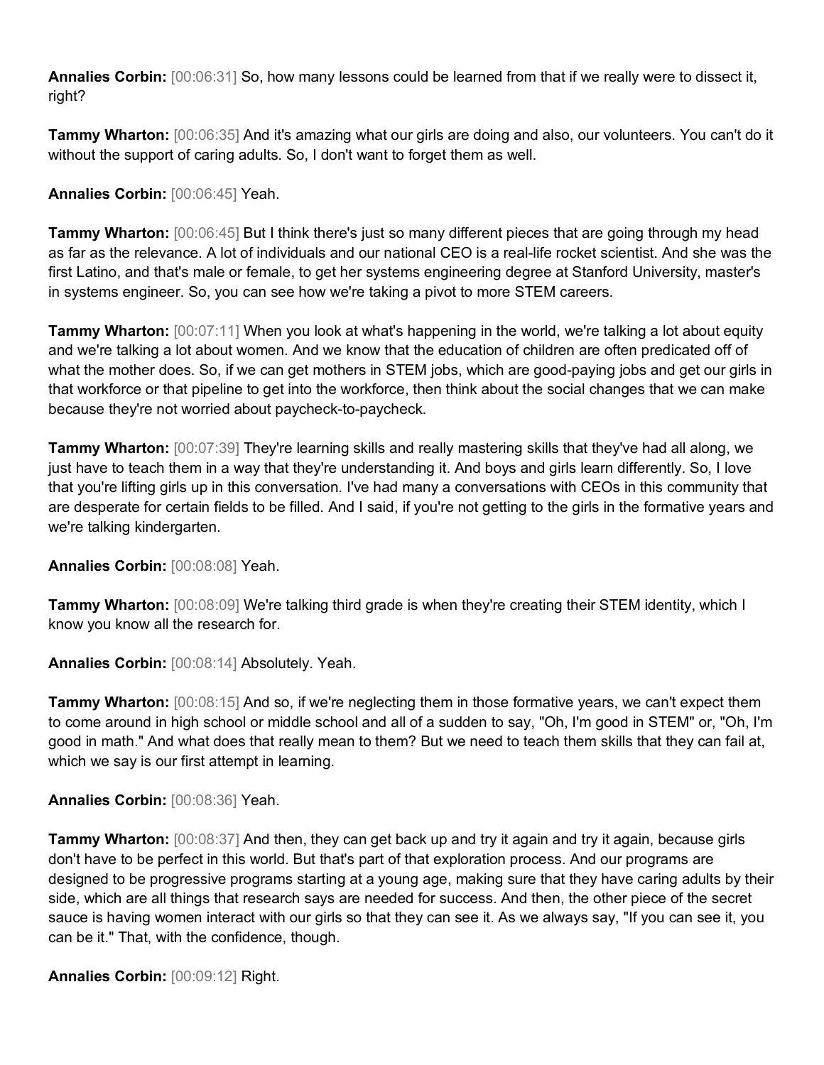**Annalies Corbin:** [00:06:31] So, how many lessons could be learned from that if we really were to dissect it, right?

**Tammy Wharton:** [00:06:35] And it's amazing what our girls are doing and also, our volunteers. You can't do it without the support of caring adults. So, I don't want to forget them as well.

**Annalies Corbin:** [00:06:45] Yeah.

**Tammy Wharton:** [00:06:45] But I think there's just so many different pieces that are going through my head as far as the relevance. A lot of individuals and our national CEO is a real-life rocket scientist. And she was the first Latino, and that's male or female, to get her systems engineering degree at Stanford University, master's in systems engineer. So, you can see how we're taking a pivot to more STEM careers.

**Tammy Wharton:** [00:07:11] When you look at what's happening in the world, we're talking a lot about equity and we're talking a lot about women. And we know that the education of children are often predicated off of what the mother does. So, if we can get mothers in STEM jobs, which are good-paying jobs and get our girls in that workforce or that pipeline to get into the workforce, then think about the social changes that we can make because they're not worried about paycheck-to-paycheck.

**Tammy Wharton:** [00:07:39] They're learning skills and really mastering skills that they've had all along, we just have to teach them in a way that they're understanding it. And boys and girls learn differently. So, I love that you're lifting girls up in this conversation. I've had many a conversations with CEOs in this community that are desperate for certain fields to be filled. And I said, if you're not getting to the girls in the formative years and we're talking kindergarten.

**Annalies Corbin:** [00:08:08] Yeah.

**Tammy Wharton:** [00:08:09] We're talking third grade is when they're creating their STEM identity, which I know you know all the research for.

**Annalies Corbin:** [00:08:14] Absolutely. Yeah.

**Tammy Wharton:** [00:08:15] And so, if we're neglecting them in those formative years, we can't expect them to come around in high school or middle school and all of a sudden to say, "Oh, I'm good in STEM" or, "Oh, I'm good in math." And what does that really mean to them? But we need to teach them skills that they can fail at, which we say is our first attempt in learning.

**Annalies Corbin:** [00:08:36] Yeah.

**Tammy Wharton:** [00:08:37] And then, they can get back up and try it again and try it again, because girls don't have to be perfect in this world. But that's part of that exploration process. And our programs are designed to be progressive programs starting at a young age, making sure that they have caring adults by their side, which are all things that research says are needed for success. And then, the other piece of the secret sauce is having women interact with our girls so that they can see it. As we always say, "If you can see it, you can be it." That, with the confidence, though.

**Annalies Corbin:** [00:09:12] Right.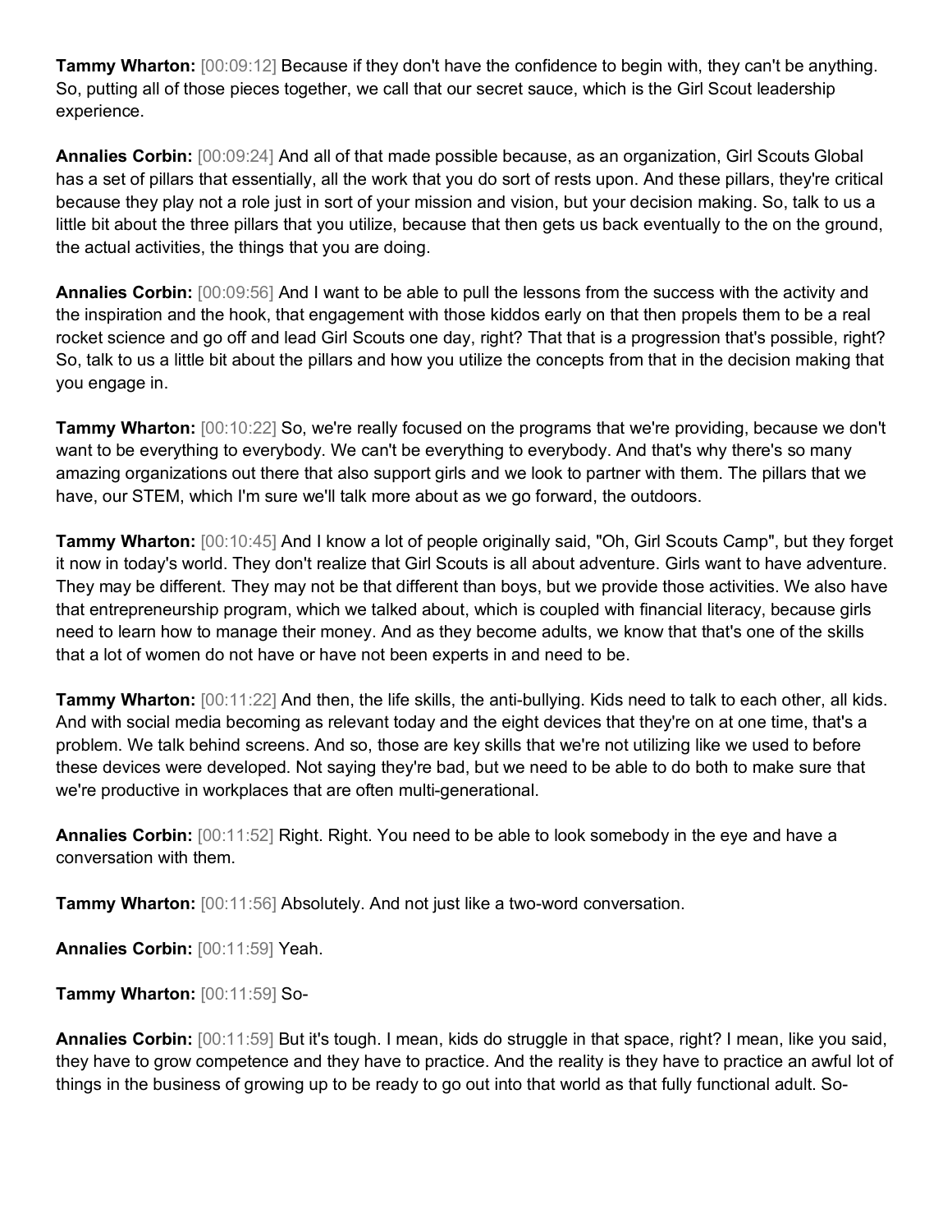**Tammy Wharton:** [00:09:12] Because if they don't have the confidence to begin with, they can't be anything. So, putting all of those pieces together, we call that our secret sauce, which is the Girl Scout leadership experience.

**Annalies Corbin:** [00:09:24] And all of that made possible because, as an organization, Girl Scouts Global has a set of pillars that essentially, all the work that you do sort of rests upon. And these pillars, they're critical because they play not a role just in sort of your mission and vision, but your decision making. So, talk to us a little bit about the three pillars that you utilize, because that then gets us back eventually to the on the ground, the actual activities, the things that you are doing.

**Annalies Corbin:** [00:09:56] And I want to be able to pull the lessons from the success with the activity and the inspiration and the hook, that engagement with those kiddos early on that then propels them to be a real rocket science and go off and lead Girl Scouts one day, right? That that is a progression that's possible, right? So, talk to us a little bit about the pillars and how you utilize the concepts from that in the decision making that you engage in.

**Tammy Wharton:** [00:10:22] So, we're really focused on the programs that we're providing, because we don't want to be everything to everybody. We can't be everything to everybody. And that's why there's so many amazing organizations out there that also support girls and we look to partner with them. The pillars that we have, our STEM, which I'm sure we'll talk more about as we go forward, the outdoors.

**Tammy Wharton:** [00:10:45] And I know a lot of people originally said, "Oh, Girl Scouts Camp", but they forget it now in today's world. They don't realize that Girl Scouts is all about adventure. Girls want to have adventure. They may be different. They may not be that different than boys, but we provide those activities. We also have that entrepreneurship program, which we talked about, which is coupled with financial literacy, because girls need to learn how to manage their money. And as they become adults, we know that that's one of the skills that a lot of women do not have or have not been experts in and need to be.

**Tammy Wharton:** [00:11:22] And then, the life skills, the anti-bullying. Kids need to talk to each other, all kids. And with social media becoming as relevant today and the eight devices that they're on at one time, that's a problem. We talk behind screens. And so, those are key skills that we're not utilizing like we used to before these devices were developed. Not saying they're bad, but we need to be able to do both to make sure that we're productive in workplaces that are often multi-generational.

**Annalies Corbin:** [00:11:52] Right. Right. You need to be able to look somebody in the eye and have a conversation with them.

**Tammy Wharton:** [00:11:56] Absolutely. And not just like a two-word conversation.

**Annalies Corbin:** [00:11:59] Yeah.

**Tammy Wharton:** [00:11:59] So-

**Annalies Corbin:** [00:11:59] But it's tough. I mean, kids do struggle in that space, right? I mean, like you said, they have to grow competence and they have to practice. And the reality is they have to practice an awful lot of things in the business of growing up to be ready to go out into that world as that fully functional adult. So-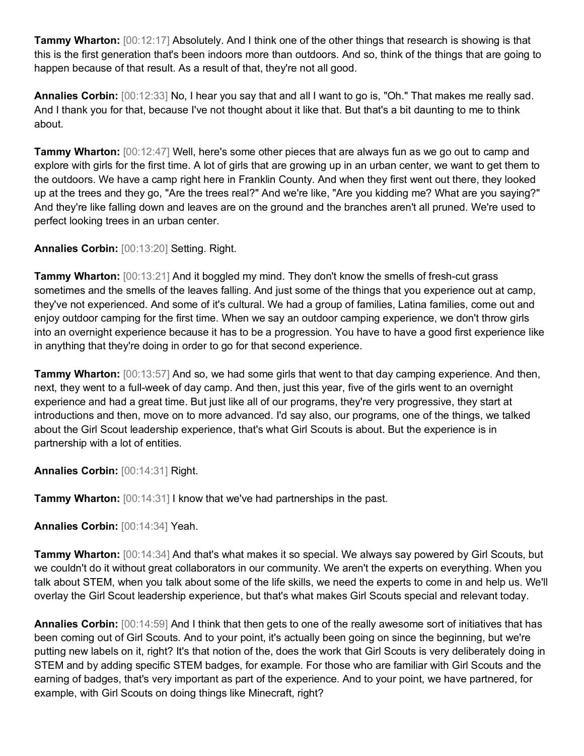**Tammy Wharton:** [00:12:17] Absolutely. And I think one of the other things that research is showing is that this is the first generation that's been indoors more than outdoors. And so, think of the things that are going to happen because of that result. As a result of that, they're not all good.

**Annalies Corbin:** [00:12:33] No, I hear you say that and all I want to go is, "Oh." That makes me really sad. And I thank you for that, because I've not thought about it like that. But that's a bit daunting to me to think about.

**Tammy Wharton:** [00:12:47] Well, here's some other pieces that are always fun as we go out to camp and explore with girls for the first time. A lot of girls that are growing up in an urban center, we want to get them to the outdoors. We have a camp right here in Franklin County. And when they first went out there, they looked up at the trees and they go, "Are the trees real?" And we're like, "Are you kidding me? What are you saying?" And they're like falling down and leaves are on the ground and the branches aren't all pruned. We're used to perfect looking trees in an urban center.

**Annalies Corbin:** [00:13:20] Setting. Right.

**Tammy Wharton:** [00:13:21] And it boggled my mind. They don't know the smells of fresh-cut grass sometimes and the smells of the leaves falling. And just some of the things that you experience out at camp, they've not experienced. And some of it's cultural. We had a group of families, Latina families, come out and enjoy outdoor camping for the first time. When we say an outdoor camping experience, we don't throw girls into an overnight experience because it has to be a progression. You have to have a good first experience like in anything that they're doing in order to go for that second experience.

**Tammy Wharton:** [00:13:57] And so, we had some girls that went to that day camping experience. And then, next, they went to a full-week of day camp. And then, just this year, five of the girls went to an overnight experience and had a great time. But just like all of our programs, they're very progressive, they start at introductions and then, move on to more advanced. I'd say also, our programs, one of the things, we talked about the Girl Scout leadership experience, that's what Girl Scouts is about. But the experience is in partnership with a lot of entities.

**Annalies Corbin:** [00:14:31] Right.

**Tammy Wharton:** [00:14:31] I know that we've had partnerships in the past.

**Annalies Corbin:** [00:14:34] Yeah.

**Tammy Wharton:** [00:14:34] And that's what makes it so special. We always say powered by Girl Scouts, but we couldn't do it without great collaborators in our community. We aren't the experts on everything. When you talk about STEM, when you talk about some of the life skills, we need the experts to come in and help us. We'll overlay the Girl Scout leadership experience, but that's what makes Girl Scouts special and relevant today.

**Annalies Corbin:** [00:14:59] And I think that then gets to one of the really awesome sort of initiatives that has been coming out of Girl Scouts. And to your point, it's actually been going on since the beginning, but we're putting new labels on it, right? It's that notion of the, does the work that Girl Scouts is very deliberately doing in STEM and by adding specific STEM badges, for example. For those who are familiar with Girl Scouts and the earning of badges, that's very important as part of the experience. And to your point, we have partnered, for example, with Girl Scouts on doing things like Minecraft, right?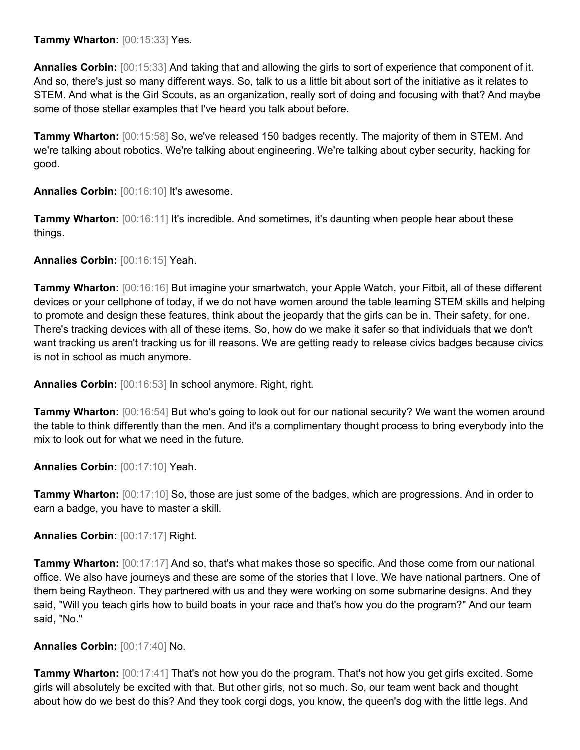**Tammy Wharton:** [00:15:33] Yes.

**Annalies Corbin:** [00:15:33] And taking that and allowing the girls to sort of experience that component of it. And so, there's just so many different ways. So, talk to us a little bit about sort of the initiative as it relates to STEM. And what is the Girl Scouts, as an organization, really sort of doing and focusing with that? And maybe some of those stellar examples that I've heard you talk about before.

**Tammy Wharton:** [00:15:58] So, we've released 150 badges recently. The majority of them in STEM. And we're talking about robotics. We're talking about engineering. We're talking about cyber security, hacking for good.

**Annalies Corbin:** [00:16:10] It's awesome.

**Tammy Wharton:** [00:16:11] It's incredible. And sometimes, it's daunting when people hear about these things.

**Annalies Corbin:** [00:16:15] Yeah.

**Tammy Wharton:** [00:16:16] But imagine your smartwatch, your Apple Watch, your Fitbit, all of these different devices or your cellphone of today, if we do not have women around the table learning STEM skills and helping to promote and design these features, think about the jeopardy that the girls can be in. Their safety, for one. There's tracking devices with all of these items. So, how do we make it safer so that individuals that we don't want tracking us aren't tracking us for ill reasons. We are getting ready to release civics badges because civics is not in school as much anymore.

**Annalies Corbin:** [00:16:53] In school anymore. Right, right.

**Tammy Wharton:** [00:16:54] But who's going to look out for our national security? We want the women around the table to think differently than the men. And it's a complimentary thought process to bring everybody into the mix to look out for what we need in the future.

**Annalies Corbin:** [00:17:10] Yeah.

**Tammy Wharton:** [00:17:10] So, those are just some of the badges, which are progressions. And in order to earn a badge, you have to master a skill.

**Annalies Corbin:** [00:17:17] Right.

**Tammy Wharton:** [00:17:17] And so, that's what makes those so specific. And those come from our national office. We also have journeys and these are some of the stories that I love. We have national partners. One of them being Raytheon. They partnered with us and they were working on some submarine designs. And they said, "Will you teach girls how to build boats in your race and that's how you do the program?" And our team said, "No."

**Annalies Corbin:** [00:17:40] No.

**Tammy Wharton:** [00:17:41] That's not how you do the program. That's not how you get girls excited. Some girls will absolutely be excited with that. But other girls, not so much. So, our team went back and thought about how do we best do this? And they took corgi dogs, you know, the queen's dog with the little legs. And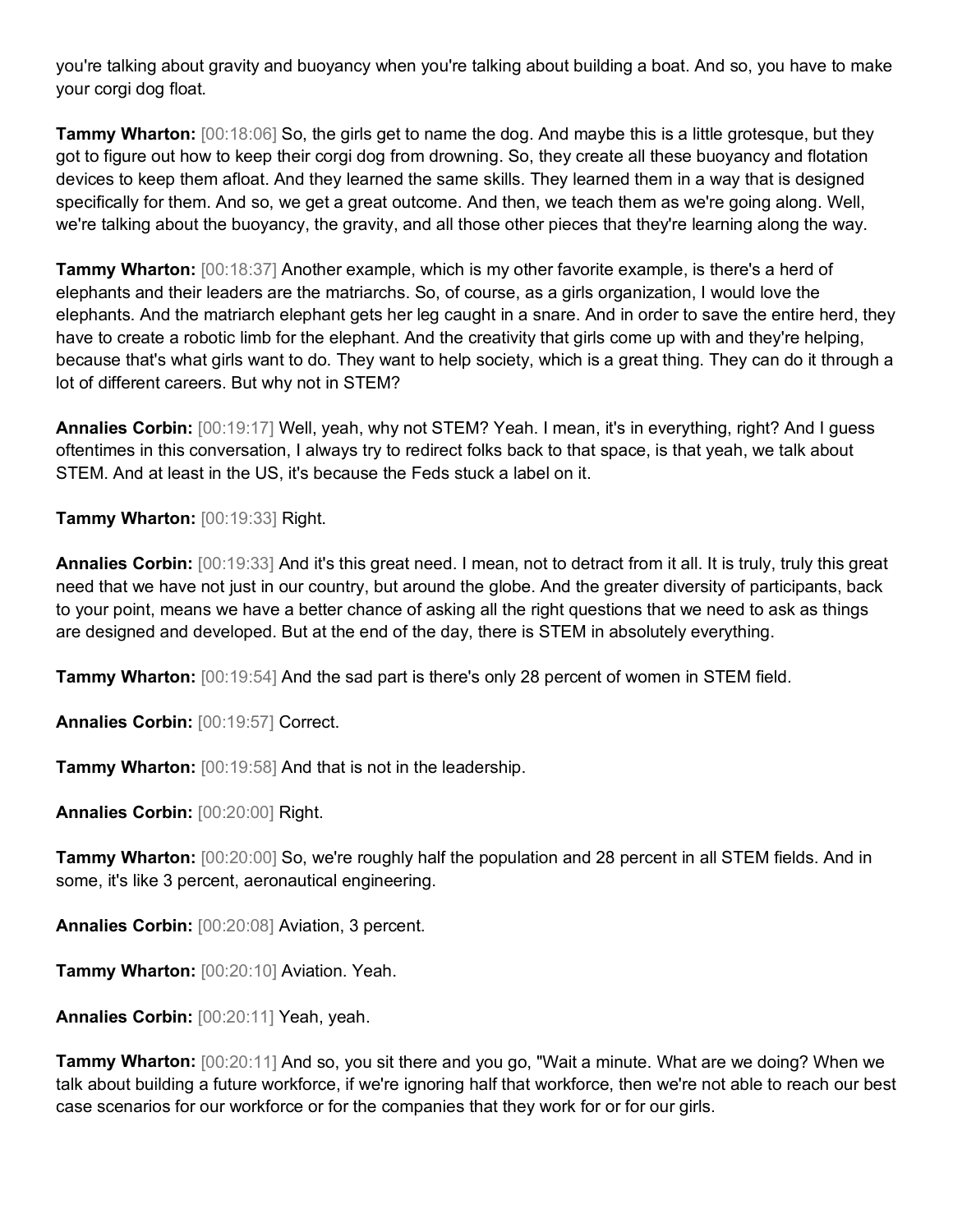you're talking about gravity and buoyancy when you're talking about building a boat. And so, you have to make your corgi dog float.

**Tammy Wharton:** [00:18:06] So, the girls get to name the dog. And maybe this is a little grotesque, but they got to figure out how to keep their corgi dog from drowning. So, they create all these buoyancy and flotation devices to keep them afloat. And they learned the same skills. They learned them in a way that is designed specifically for them. And so, we get a great outcome. And then, we teach them as we're going along. Well, we're talking about the buoyancy, the gravity, and all those other pieces that they're learning along the way.

**Tammy Wharton:** [00:18:37] Another example, which is my other favorite example, is there's a herd of elephants and their leaders are the matriarchs. So, of course, as a girls organization, I would love the elephants. And the matriarch elephant gets her leg caught in a snare. And in order to save the entire herd, they have to create a robotic limb for the elephant. And the creativity that girls come up with and they're helping, because that's what girls want to do. They want to help society, which is a great thing. They can do it through a lot of different careers. But why not in STEM?

**Annalies Corbin:** [00:19:17] Well, yeah, why not STEM? Yeah. I mean, it's in everything, right? And I guess oftentimes in this conversation, I always try to redirect folks back to that space, is that yeah, we talk about STEM. And at least in the US, it's because the Feds stuck a label on it.

**Tammy Wharton:** [00:19:33] Right.

**Annalies Corbin:** [00:19:33] And it's this great need. I mean, not to detract from it all. It is truly, truly this great need that we have not just in our country, but around the globe. And the greater diversity of participants, back to your point, means we have a better chance of asking all the right questions that we need to ask as things are designed and developed. But at the end of the day, there is STEM in absolutely everything.

**Tammy Wharton:** [00:19:54] And the sad part is there's only 28 percent of women in STEM field.

**Annalies Corbin:** [00:19:57] Correct.

**Tammy Wharton:** [00:19:58] And that is not in the leadership.

**Annalies Corbin:** [00:20:00] Right.

**Tammy Wharton:** [00:20:00] So, we're roughly half the population and 28 percent in all STEM fields. And in some, it's like 3 percent, aeronautical engineering.

**Annalies Corbin:** [00:20:08] Aviation, 3 percent.

**Tammy Wharton:** [00:20:10] Aviation. Yeah.

**Annalies Corbin:** [00:20:11] Yeah, yeah.

**Tammy Wharton:** [00:20:11] And so, you sit there and you go, "Wait a minute. What are we doing? When we talk about building a future workforce, if we're ignoring half that workforce, then we're not able to reach our best case scenarios for our workforce or for the companies that they work for or for our girls.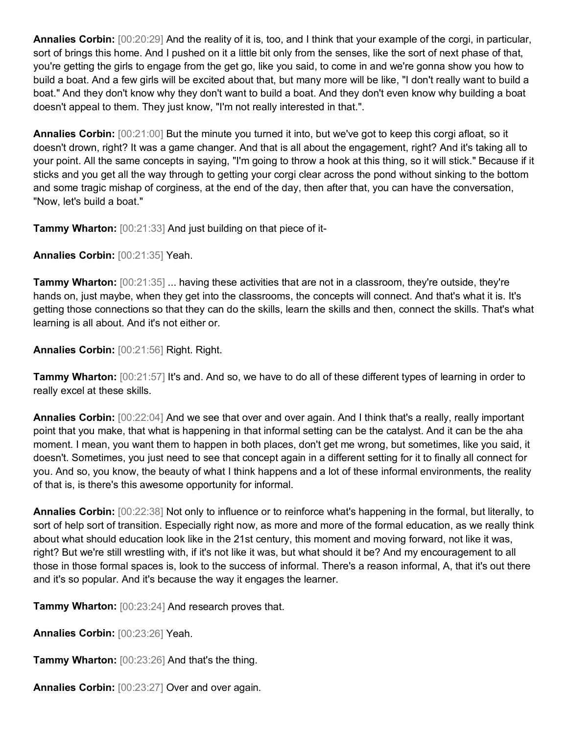**Annalies Corbin:** [00:20:29] And the reality of it is, too, and I think that your example of the corgi, in particular, sort of brings this home. And I pushed on it a little bit only from the senses, like the sort of next phase of that, you're getting the girls to engage from the get go, like you said, to come in and we're gonna show you how to build a boat. And a few girls will be excited about that, but many more will be like, "I don't really want to build a boat." And they don't know why they don't want to build a boat. And they don't even know why building a boat doesn't appeal to them. They just know, "I'm not really interested in that.".

**Annalies Corbin:** [00:21:00] But the minute you turned it into, but we've got to keep this corgi afloat, so it doesn't drown, right? It was a game changer. And that is all about the engagement, right? And it's taking all to your point. All the same concepts in saying, "I'm going to throw a hook at this thing, so it will stick." Because if it sticks and you get all the way through to getting your corgi clear across the pond without sinking to the bottom and some tragic mishap of corginess, at the end of the day, then after that, you can have the conversation, "Now, let's build a boat."

**Tammy Wharton:** [00:21:33] And just building on that piece of it-

**Annalies Corbin:** [00:21:35] Yeah.

**Tammy Wharton:** [00:21:35] ... having these activities that are not in a classroom, they're outside, they're hands on, just maybe, when they get into the classrooms, the concepts will connect. And that's what it is. It's getting those connections so that they can do the skills, learn the skills and then, connect the skills. That's what learning is all about. And it's not either or.

**Annalies Corbin:** [00:21:56] Right. Right.

**Tammy Wharton:** [00:21:57] It's and. And so, we have to do all of these different types of learning in order to really excel at these skills.

**Annalies Corbin:** [00:22:04] And we see that over and over again. And I think that's a really, really important point that you make, that what is happening in that informal setting can be the catalyst. And it can be the aha moment. I mean, you want them to happen in both places, don't get me wrong, but sometimes, like you said, it doesn't. Sometimes, you just need to see that concept again in a different setting for it to finally all connect for you. And so, you know, the beauty of what I think happens and a lot of these informal environments, the reality of that is, is there's this awesome opportunity for informal.

**Annalies Corbin:** [00:22:38] Not only to influence or to reinforce what's happening in the formal, but literally, to sort of help sort of transition. Especially right now, as more and more of the formal education, as we really think about what should education look like in the 21st century, this moment and moving forward, not like it was, right? But we're still wrestling with, if it's not like it was, but what should it be? And my encouragement to all those in those formal spaces is, look to the success of informal. There's a reason informal, A, that it's out there and it's so popular. And it's because the way it engages the learner.

**Tammy Wharton:** [00:23:24] And research proves that.

**Annalies Corbin:** [00:23:26] Yeah.

**Tammy Wharton:** [00:23:26] And that's the thing.

**Annalies Corbin:** [00:23:27] Over and over again.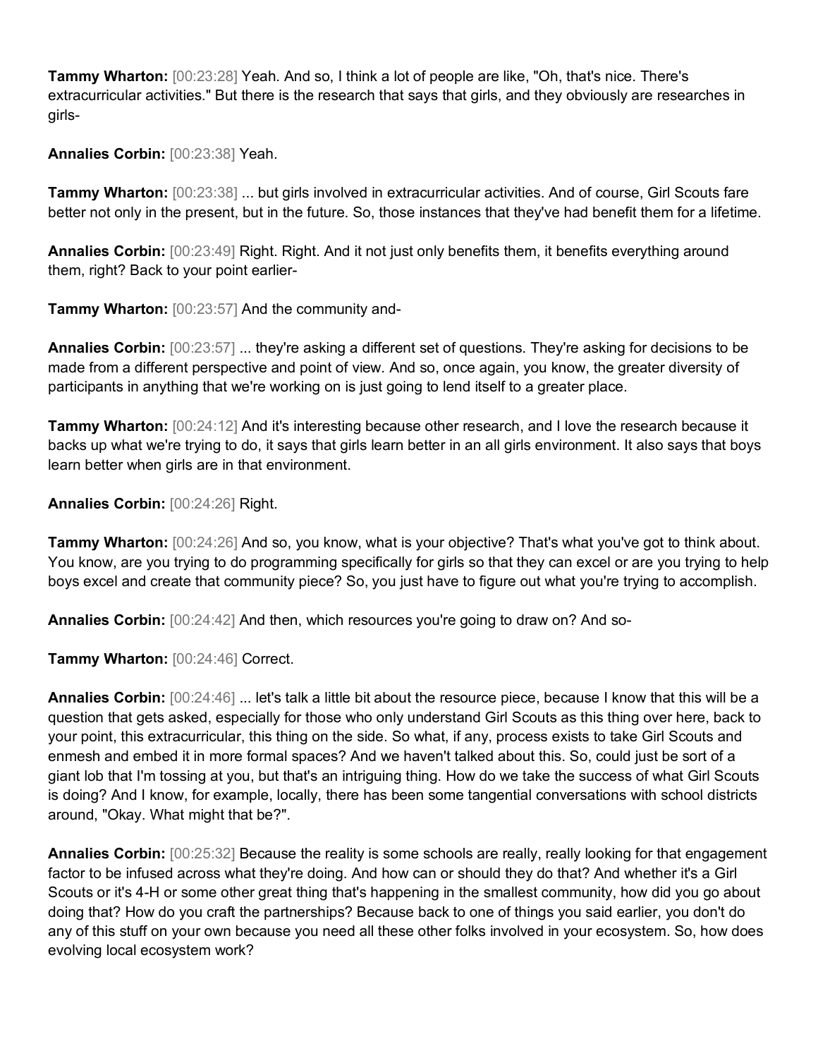**Tammy Wharton:** [00:23:28] Yeah. And so, I think a lot of people are like, "Oh, that's nice. There's extracurricular activities." But there is the research that says that girls, and they obviously are researches in girls-

**Annalies Corbin:** [00:23:38] Yeah.

**Tammy Wharton:** [00:23:38] ... but girls involved in extracurricular activities. And of course, Girl Scouts fare better not only in the present, but in the future. So, those instances that they've had benefit them for a lifetime.

**Annalies Corbin:** [00:23:49] Right. Right. And it not just only benefits them, it benefits everything around them, right? Back to your point earlier-

**Tammy Wharton:** [00:23:57] And the community and-

**Annalies Corbin:** [00:23:57] ... they're asking a different set of questions. They're asking for decisions to be made from a different perspective and point of view. And so, once again, you know, the greater diversity of participants in anything that we're working on is just going to lend itself to a greater place.

**Tammy Wharton:** [00:24:12] And it's interesting because other research, and I love the research because it backs up what we're trying to do, it says that girls learn better in an all girls environment. It also says that boys learn better when girls are in that environment.

**Annalies Corbin:** [00:24:26] Right.

**Tammy Wharton:** [00:24:26] And so, you know, what is your objective? That's what you've got to think about. You know, are you trying to do programming specifically for girls so that they can excel or are you trying to help boys excel and create that community piece? So, you just have to figure out what you're trying to accomplish.

**Annalies Corbin:** [00:24:42] And then, which resources you're going to draw on? And so-

**Tammy Wharton:** [00:24:46] Correct.

**Annalies Corbin:** [00:24:46] ... let's talk a little bit about the resource piece, because I know that this will be a question that gets asked, especially for those who only understand Girl Scouts as this thing over here, back to your point, this extracurricular, this thing on the side. So what, if any, process exists to take Girl Scouts and enmesh and embed it in more formal spaces? And we haven't talked about this. So, could just be sort of a giant lob that I'm tossing at you, but that's an intriguing thing. How do we take the success of what Girl Scouts is doing? And I know, for example, locally, there has been some tangential conversations with school districts around, "Okay. What might that be?".

**Annalies Corbin:** [00:25:32] Because the reality is some schools are really, really looking for that engagement factor to be infused across what they're doing. And how can or should they do that? And whether it's a Girl Scouts or it's 4-H or some other great thing that's happening in the smallest community, how did you go about doing that? How do you craft the partnerships? Because back to one of things you said earlier, you don't do any of this stuff on your own because you need all these other folks involved in your ecosystem. So, how does evolving local ecosystem work?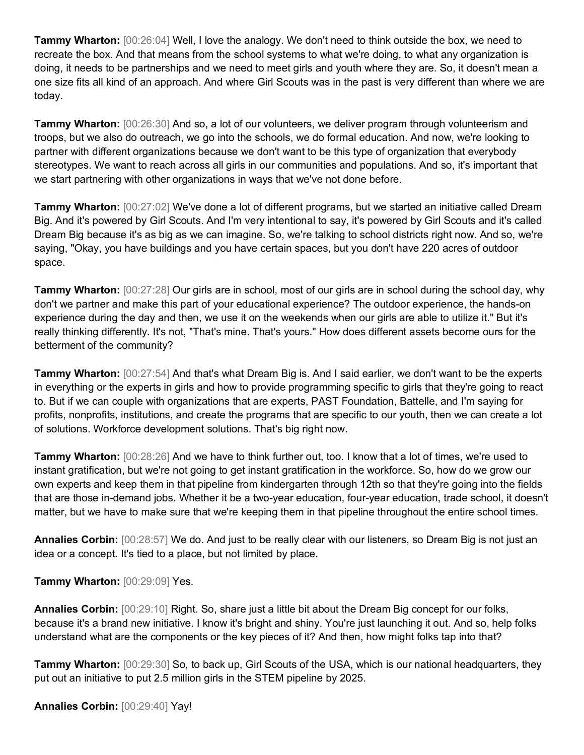**Tammy Wharton:** [00:26:04] Well, I love the analogy. We don't need to think outside the box, we need to recreate the box. And that means from the school systems to what we're doing, to what any organization is doing, it needs to be partnerships and we need to meet girls and youth where they are. So, it doesn't mean a one size fits all kind of an approach. And where Girl Scouts was in the past is very different than where we are today.

**Tammy Wharton:** [00:26:30] And so, a lot of our volunteers, we deliver program through volunteerism and troops, but we also do outreach, we go into the schools, we do formal education. And now, we're looking to partner with different organizations because we don't want to be this type of organization that everybody stereotypes. We want to reach across all girls in our communities and populations. And so, it's important that we start partnering with other organizations in ways that we've not done before.

**Tammy Wharton:** [00:27:02] We've done a lot of different programs, but we started an initiative called Dream Big. And it's powered by Girl Scouts. And I'm very intentional to say, it's powered by Girl Scouts and it's called Dream Big because it's as big as we can imagine. So, we're talking to school districts right now. And so, we're saying, "Okay, you have buildings and you have certain spaces, but you don't have 220 acres of outdoor space.

**Tammy Wharton:** [00:27:28] Our girls are in school, most of our girls are in school during the school day, why don't we partner and make this part of your educational experience? The outdoor experience, the hands-on experience during the day and then, we use it on the weekends when our girls are able to utilize it." But it's really thinking differently. It's not, "That's mine. That's yours." How does different assets become ours for the betterment of the community?

**Tammy Wharton:** [00:27:54] And that's what Dream Big is. And I said earlier, we don't want to be the experts in everything or the experts in girls and how to provide programming specific to girls that they're going to react to. But if we can couple with organizations that are experts, PAST Foundation, Battelle, and I'm saying for profits, nonprofits, institutions, and create the programs that are specific to our youth, then we can create a lot of solutions. Workforce development solutions. That's big right now.

**Tammy Wharton:** [00:28:26] And we have to think further out, too. I know that a lot of times, we're used to instant gratification, but we're not going to get instant gratification in the workforce. So, how do we grow our own experts and keep them in that pipeline from kindergarten through 12th so that they're going into the fields that are those in-demand jobs. Whether it be a two-year education, four-year education, trade school, it doesn't matter, but we have to make sure that we're keeping them in that pipeline throughout the entire school times.

**Annalies Corbin:** [00:28:57] We do. And just to be really clear with our listeners, so Dream Big is not just an idea or a concept. It's tied to a place, but not limited by place.

**Tammy Wharton:** [00:29:09] Yes.

**Annalies Corbin:** [00:29:10] Right. So, share just a little bit about the Dream Big concept for our folks, because it's a brand new initiative. I know it's bright and shiny. You're just launching it out. And so, help folks understand what are the components or the key pieces of it? And then, how might folks tap into that?

**Tammy Wharton:** [00:29:30] So, to back up, Girl Scouts of the USA, which is our national headquarters, they put out an initiative to put 2.5 million girls in the STEM pipeline by 2025.

**Annalies Corbin:** [00:29:40] Yay!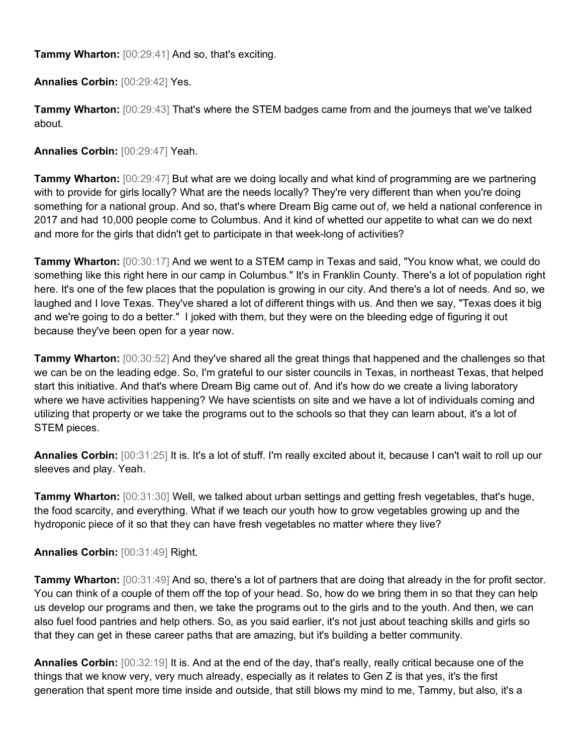**Tammy Wharton:** [00:29:41] And so, that's exciting.

**Annalies Corbin:** [00:29:42] Yes.

**Tammy Wharton:** [00:29:43] That's where the STEM badges came from and the journeys that we've talked about.

**Annalies Corbin:** [00:29:47] Yeah.

**Tammy Wharton:** [00:29:47] But what are we doing locally and what kind of programming are we partnering with to provide for girls locally? What are the needs locally? They're very different than when you're doing something for a national group. And so, that's where Dream Big came out of, we held a national conference in 2017 and had 10,000 people come to Columbus. And it kind of whetted our appetite to what can we do next and more for the girls that didn't get to participate in that week-long of activities?

**Tammy Wharton:** [00:30:17] And we went to a STEM camp in Texas and said, "You know what, we could do something like this right here in our camp in Columbus." It's in Franklin County. There's a lot of population right here. It's one of the few places that the population is growing in our city. And there's a lot of needs. And so, we laughed and I love Texas. They've shared a lot of different things with us. And then we say, "Texas does it big and we're going to do a better." I joked with them, but they were on the bleeding edge of figuring it out because they've been open for a year now.

**Tammy Wharton:** [00:30:52] And they've shared all the great things that happened and the challenges so that we can be on the leading edge. So, I'm grateful to our sister councils in Texas, in northeast Texas, that helped start this initiative. And that's where Dream Big came out of. And it's how do we create a living laboratory where we have activities happening? We have scientists on site and we have a lot of individuals coming and utilizing that property or we take the programs out to the schools so that they can learn about, it's a lot of STEM pieces.

**Annalies Corbin:** [00:31:25] It is. It's a lot of stuff. I'm really excited about it, because I can't wait to roll up our sleeves and play. Yeah.

**Tammy Wharton:** [00:31:30] Well, we talked about urban settings and getting fresh vegetables, that's huge, the food scarcity, and everything. What if we teach our youth how to grow vegetables growing up and the hydroponic piece of it so that they can have fresh vegetables no matter where they live?

**Annalies Corbin:** [00:31:49] Right.

**Tammy Wharton:** [00:31:49] And so, there's a lot of partners that are doing that already in the for profit sector. You can think of a couple of them off the top of your head. So, how do we bring them in so that they can help us develop our programs and then, we take the programs out to the girls and to the youth. And then, we can also fuel food pantries and help others. So, as you said earlier, it's not just about teaching skills and girls so that they can get in these career paths that are amazing, but it's building a better community.

**Annalies Corbin:** [00:32:19] It is. And at the end of the day, that's really, really critical because one of the things that we know very, very much already, especially as it relates to Gen Z is that yes, it's the first generation that spent more time inside and outside, that still blows my mind to me, Tammy, but also, it's a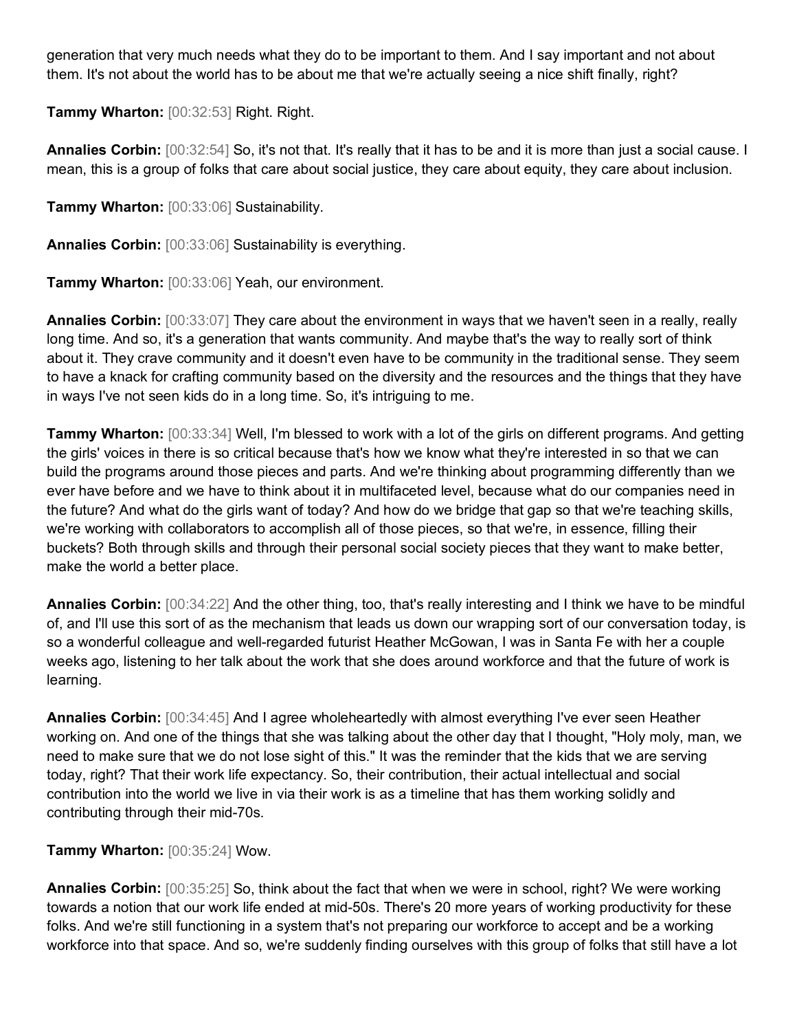generation that very much needs what they do to be important to them. And I say important and not about them. It's not about the world has to be about me that we're actually seeing a nice shift finally, right?

**Tammy Wharton:** [00:32:53] Right. Right.

**Annalies Corbin:** [00:32:54] So, it's not that. It's really that it has to be and it is more than just a social cause. I mean, this is a group of folks that care about social justice, they care about equity, they care about inclusion.

**Tammy Wharton:** [00:33:06] Sustainability.

**Annalies Corbin:** [00:33:06] Sustainability is everything.

**Tammy Wharton:** [00:33:06] Yeah, our environment.

**Annalies Corbin:** [00:33:07] They care about the environment in ways that we haven't seen in a really, really long time. And so, it's a generation that wants community. And maybe that's the way to really sort of think about it. They crave community and it doesn't even have to be community in the traditional sense. They seem to have a knack for crafting community based on the diversity and the resources and the things that they have in ways I've not seen kids do in a long time. So, it's intriguing to me.

**Tammy Wharton:** [00:33:34] Well, I'm blessed to work with a lot of the girls on different programs. And getting the girls' voices in there is so critical because that's how we know what they're interested in so that we can build the programs around those pieces and parts. And we're thinking about programming differently than we ever have before and we have to think about it in multifaceted level, because what do our companies need in the future? And what do the girls want of today? And how do we bridge that gap so that we're teaching skills, we're working with collaborators to accomplish all of those pieces, so that we're, in essence, filling their buckets? Both through skills and through their personal social society pieces that they want to make better, make the world a better place.

**Annalies Corbin:** [00:34:22] And the other thing, too, that's really interesting and I think we have to be mindful of, and I'll use this sort of as the mechanism that leads us down our wrapping sort of our conversation today, is so a wonderful colleague and well-regarded futurist Heather McGowan, I was in Santa Fe with her a couple weeks ago, listening to her talk about the work that she does around workforce and that the future of work is learning.

**Annalies Corbin:** [00:34:45] And I agree wholeheartedly with almost everything I've ever seen Heather working on. And one of the things that she was talking about the other day that I thought, "Holy moly, man, we need to make sure that we do not lose sight of this." It was the reminder that the kids that we are serving today, right? That their work life expectancy. So, their contribution, their actual intellectual and social contribution into the world we live in via their work is as a timeline that has them working solidly and contributing through their mid-70s.

**Tammy Wharton:** [00:35:24] Wow.

**Annalies Corbin:** [00:35:25] So, think about the fact that when we were in school, right? We were working towards a notion that our work life ended at mid-50s. There's 20 more years of working productivity for these folks. And we're still functioning in a system that's not preparing our workforce to accept and be a working workforce into that space. And so, we're suddenly finding ourselves with this group of folks that still have a lot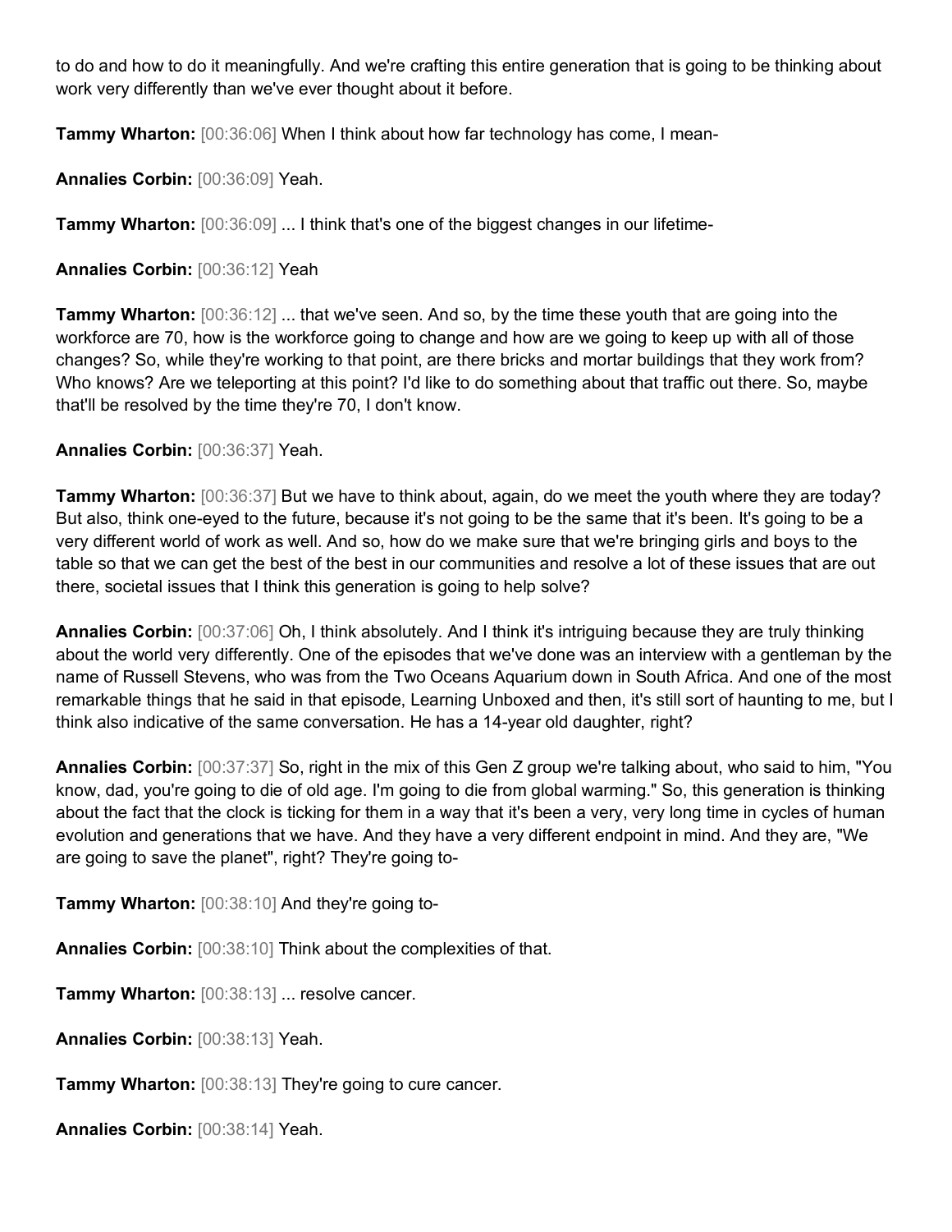to do and how to do it meaningfully. And we're crafting this entire generation that is going to be thinking about work very differently than we've ever thought about it before.

**Tammy Wharton:** [00:36:06] When I think about how far technology has come, I mean-

**Annalies Corbin:** [00:36:09] Yeah.

**Tammy Wharton:** [00:36:09] ... I think that's one of the biggest changes in our lifetime-

**Annalies Corbin:** [00:36:12] Yeah

**Tammy Wharton:** [00:36:12] ... that we've seen. And so, by the time these youth that are going into the workforce are 70, how is the workforce going to change and how are we going to keep up with all of those changes? So, while they're working to that point, are there bricks and mortar buildings that they work from? Who knows? Are we teleporting at this point? I'd like to do something about that traffic out there. So, maybe that'll be resolved by the time they're 70, I don't know.

**Annalies Corbin:** [00:36:37] Yeah.

**Tammy Wharton:** [00:36:37] But we have to think about, again, do we meet the youth where they are today? But also, think one-eyed to the future, because it's not going to be the same that it's been. It's going to be a very different world of work as well. And so, how do we make sure that we're bringing girls and boys to the table so that we can get the best of the best in our communities and resolve a lot of these issues that are out there, societal issues that I think this generation is going to help solve?

**Annalies Corbin:** [00:37:06] Oh, I think absolutely. And I think it's intriguing because they are truly thinking about the world very differently. One of the episodes that we've done was an interview with a gentleman by the name of Russell Stevens, who was from the Two Oceans Aquarium down in South Africa. And one of the most remarkable things that he said in that episode, Learning Unboxed and then, it's still sort of haunting to me, but I think also indicative of the same conversation. He has a 14-year old daughter, right?

**Annalies Corbin:** [00:37:37] So, right in the mix of this Gen Z group we're talking about, who said to him, "You know, dad, you're going to die of old age. I'm going to die from global warming." So, this generation is thinking about the fact that the clock is ticking for them in a way that it's been a very, very long time in cycles of human evolution and generations that we have. And they have a very different endpoint in mind. And they are, "We are going to save the planet", right? They're going to-

**Tammy Wharton:** [00:38:10] And they're going to-

**Annalies Corbin:** [00:38:10] Think about the complexities of that.

**Tammy Wharton:** [00:38:13] ... resolve cancer.

**Annalies Corbin:** [00:38:13] Yeah.

**Tammy Wharton:** [00:38:13] They're going to cure cancer.

**Annalies Corbin:** [00:38:14] Yeah.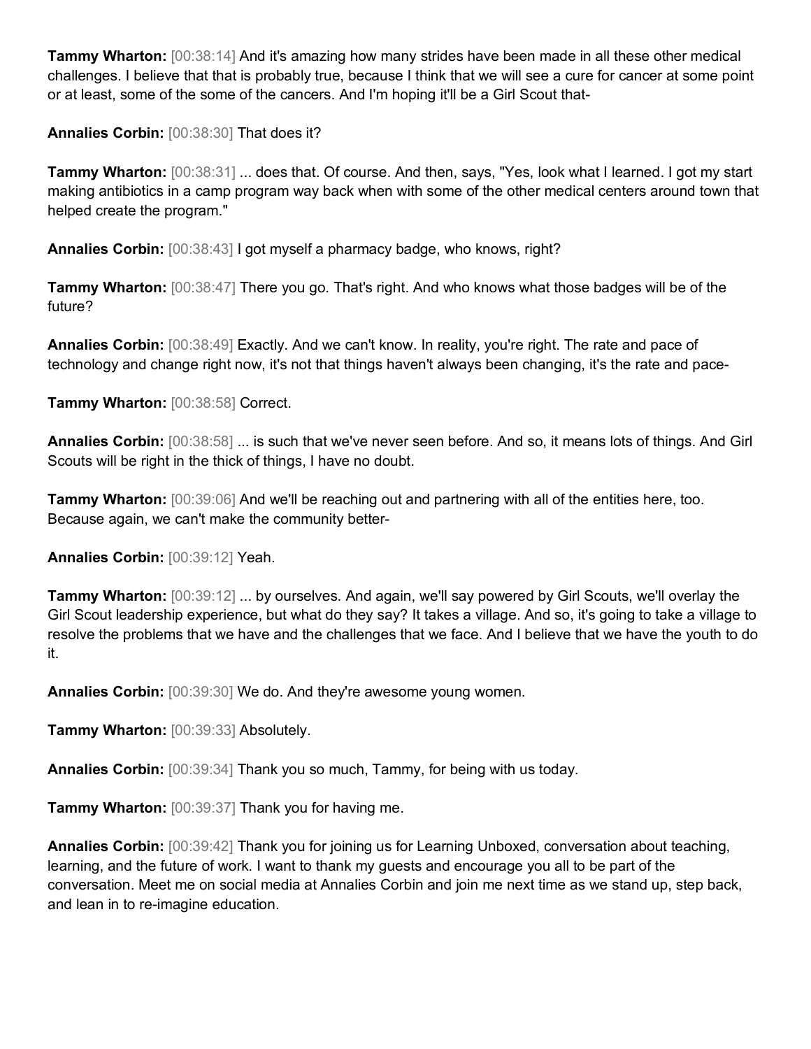**Tammy Wharton:** [00:38:14] And it's amazing how many strides have been made in all these other medical challenges. I believe that that is probably true, because I think that we will see a cure for cancer at some point or at least, some of the some of the cancers. And I'm hoping it'll be a Girl Scout that-

**Annalies Corbin:** [00:38:30] That does it?

**Tammy Wharton:** [00:38:31] ... does that. Of course. And then, says, "Yes, look what I learned. I got my start making antibiotics in a camp program way back when with some of the other medical centers around town that helped create the program."

**Annalies Corbin:** [00:38:43] I got myself a pharmacy badge, who knows, right?

**Tammy Wharton:** [00:38:47] There you go. That's right. And who knows what those badges will be of the future?

**Annalies Corbin:** [00:38:49] Exactly. And we can't know. In reality, you're right. The rate and pace of technology and change right now, it's not that things haven't always been changing, it's the rate and pace-

**Tammy Wharton:** [00:38:58] Correct.

**Annalies Corbin:** [00:38:58] ... is such that we've never seen before. And so, it means lots of things. And Girl Scouts will be right in the thick of things, I have no doubt.

**Tammy Wharton:** [00:39:06] And we'll be reaching out and partnering with all of the entities here, too. Because again, we can't make the community better-

**Annalies Corbin:** [00:39:12] Yeah.

**Tammy Wharton:** [00:39:12] ... by ourselves. And again, we'll say powered by Girl Scouts, we'll overlay the Girl Scout leadership experience, but what do they say? It takes a village. And so, it's going to take a village to resolve the problems that we have and the challenges that we face. And I believe that we have the youth to do it.

**Annalies Corbin:** [00:39:30] We do. And they're awesome young women.

**Tammy Wharton:** [00:39:33] Absolutely.

**Annalies Corbin:** [00:39:34] Thank you so much, Tammy, for being with us today.

**Tammy Wharton:** [00:39:37] Thank you for having me.

**Annalies Corbin:** [00:39:42] Thank you for joining us for Learning Unboxed, conversation about teaching, learning, and the future of work. I want to thank my guests and encourage you all to be part of the conversation. Meet me on social media at Annalies Corbin and join me next time as we stand up, step back, and lean in to re-imagine education.